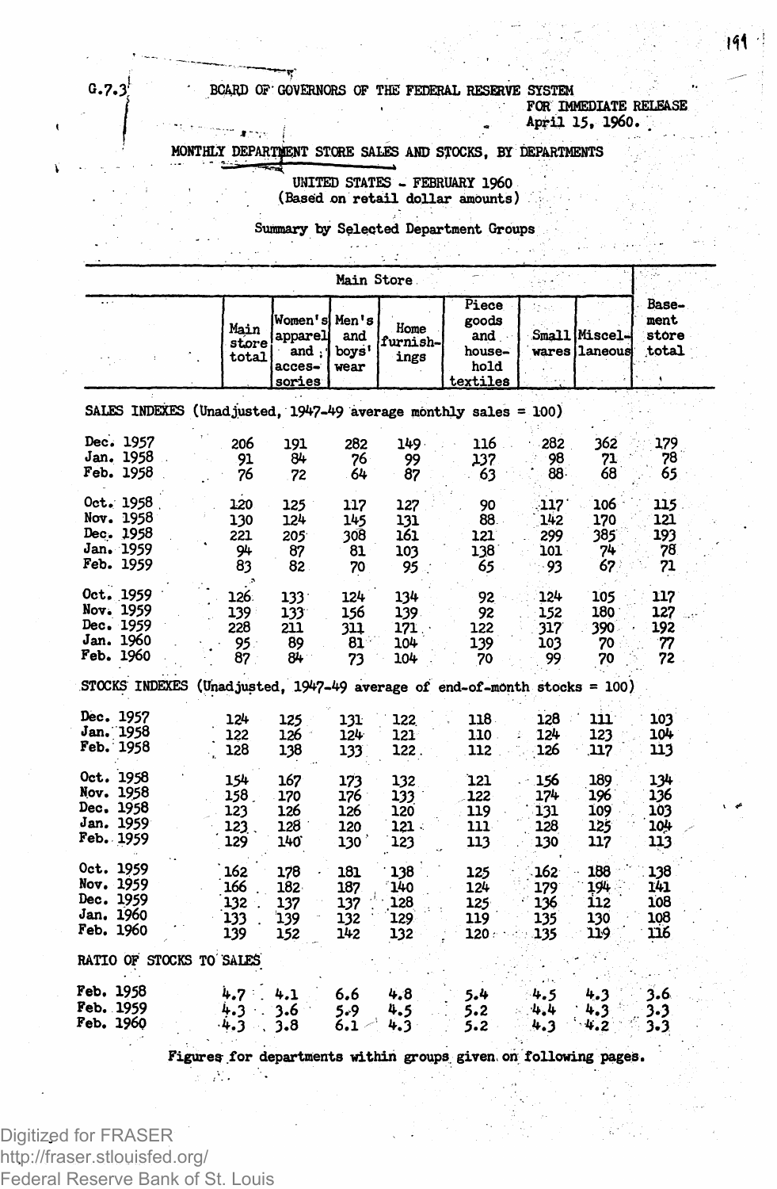G.7.3

BOARD OF GOVERNORS OF THE FEDERAL RESERVE SYSTEM

FOR IMMEDIATE RELEASE
April 15, 1960.

# MONTHLY DEPARTMENT STORE SALES AND STOCKS, BY DEPARTMENTS

## UNITED STATES - FEBRUARY 1960
(Based on retail dollar amounts)

### Summary by Selected Department Groups

| | Main Store | | | | | | | Basement store total |
|---|---|---|---|---|---|---|---|---|
| | Main store total | Women's apparel and accessories | Men's and boys' wear | Home furnishings | Piece goods and household textiles | Small wares | Miscellaneous | |
| **SALES INDEXES (Unadjusted, 1947-49 average monthly sales = 100)** | | | | | | | | |
| Dec. 1957 | 206 | 191 | 282 | 149 | 116 | 282 | 362 | 179 |
| Jan. 1958 | 91 | 84 | 76 | 99 | 137 | 98 | 71 | 78 |
| Feb. 1958 | 76 | 72 | 64 | 87 | 63 | 88 | 68 | 65 |
| Oct. 1958 | 120 | 125 | 117 | 127 | 90 | 117 | 106 | 115 |
| Nov. 1958 | 130 | 124 | 145 | 131 | 88 | 142 | 170 | 121 |
| Dec. 1958 | 221 | 205 | 308 | 161 | 121 | 299 | 385 | 193 |
| Jan. 1959 | 94 | 87 | 81 | 103 | 138 | 101 | 74 | 78 |
| Feb. 1959 | 83 | 82 | 70 | 95 | 65 | 93 | 67 | 71 |
| Oct. 1959 | 126 | 133 | 124 | 134 | 92 | 124 | 105 | 117 |
| Nov. 1959 | 139 | 133 | 156 | 139 | 92 | 152 | 180 | 127 |
| Dec. 1959 | 228 | 211 | 311 | 171 | 122 | 317 | 390 | 192 |
| Jan. 1960 | 95 | 89 | 81 | 104 | 139 | 103 | 70 | 77 |
| Feb. 1960 | 87 | 84 | 73 | 104 | 70 | 99 | 70 | 72 |
| **STOCKS INDEXES (Unadjusted, 1947-49 average of end-of-month stocks = 100)** | | | | | | | | |
| Dec. 1957 | 124 | 125 | 131 | 122 | 118 | 128 | 111 | 103 |
| Jan. 1958 | 122 | 126 | 124 | 121 | 110 | 124 | 123 | 104 |
| Feb. 1958 | 128 | 138 | 133 | 122 | 112 | 126 | 117 | 113 |
| Oct. 1958 | 154 | 167 | 173 | 132 | 121 | 156 | 189 | 134 |
| Nov. 1958 | 158 | 170 | 176 | 133 | 122 | 174 | 196 | 136 |
| Dec. 1958 | 123 | 126 | 126 | 120 | 119 | 131 | 109 | 103 |
| Jan. 1959 | 123 | 128 | 120 | 121 | 111 | 128 | 125 | 104 |
| Feb. 1959 | 129 | 140 | 130 | 123 | 113 | 130 | 117 | 113 |
| Oct. 1959 | 162 | 178 | 181 | 138 | 125 | 162 | 188 | 138 |
| Nov. 1959 | 166 | 182 | 187 | 140 | 124 | 179 | 194 | 141 |
| Dec. 1959 | 132 | 137 | 137 | 128 | 125 | 136 | 112 | 108 |
| Jan. 1960 | 133 | 139 | 132 | 129 | 119 | 135 | 130 | 108 |
| Feb. 1960 | 139 | 152 | 142 | 132 | 120 | 135 | 119 | 116 |
| **RATIO OF STOCKS TO SALES** | | | | | | | | |
| Feb. 1958 | 4.7 | 4.1 | 6.6 | 4.8 | 5.4 | 4.5 | 4.3 | 3.6 |
| Feb. 1959 | 4.3 | 3.6 | 5.9 | 4.5 | 5.2 | 4.4 | 4.3 | 3.3 |
| Feb. 1960 | 4.3 | 3.8 | 6.1 | 4.3 | 5.2 | 4.3 | 4.2 | 3.3 |

Figures for departments within groups given on following pages.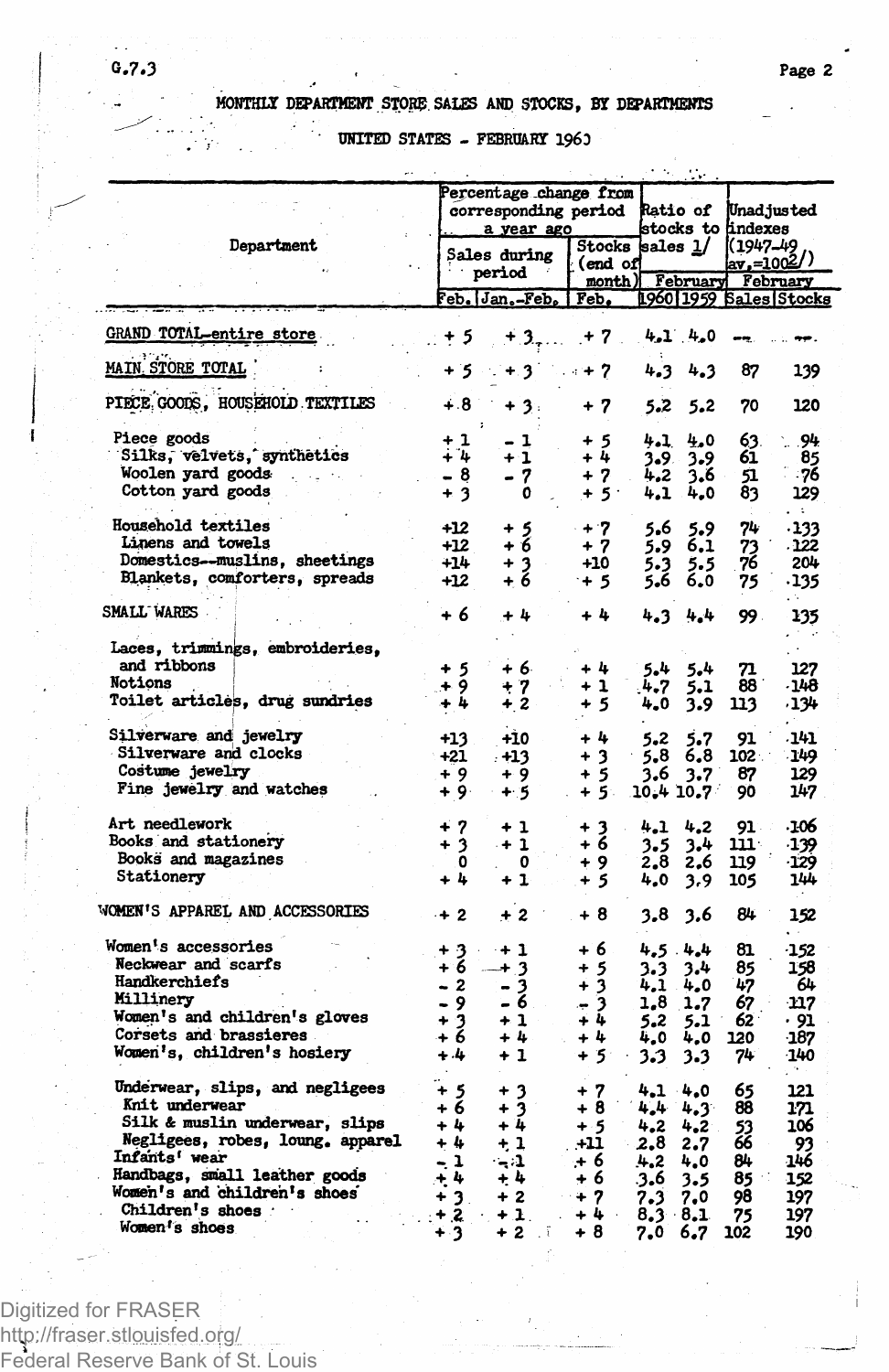G.7.3

# MONTHLY DEPARTMENT STORE SALES AND STOCKS, BY DEPARTMENTS

## UNITED STATES - FEBRUARY 1960

| Department | Percentage change from corresponding period a year ago | | | Ratio of stocks to sales 1/ | | Unadjusted indexes (1947-49 av.=100 2/) | |
|---|---|---|---|---|---|---|---|
| | Sales during period | | Stocks (end of month) | February | | February | |
| | Feb. | Jan.-Feb. | Feb. | 1960 | 1959 | Sales | Stocks |
| GRAND TOTAL-entire store | + 5 | + 3 | + 7 | 4.1 | 4.0 | -- | -- |
| MAIN STORE TOTAL | + 5 | + 3 | + 7 | 4.3 | 4.3 | 87 | 139 |
| PIECE GOODS, HOUSEHOLD TEXTILES | + 8 | + 3 | + 7 | 5.2 | 5.2 | 70 | 120 |
| Piece goods | + 1 | - 1 | + 5 | 4.1 | 4.0 | 63 | 94 |
| Silks, velvets, synthetics | + 4 | + 1 | + 4 | 3.9 | 3.9 | 61 | 85 |
| Woolen yard goods | - 8 | - 7 | + 7 | 4.2 | 3.6 | 51 | 76 |
| Cotton yard goods | + 3 | 0 | + 5 | 4.1 | 4.0 | 83 | 129 |
| Household textiles | +12 | + 5 | + 7 | 5.6 | 5.9 | 74 | 133 |
| Linens and towels | +12 | + 6 | + 7 | 5.9 | 6.1 | 73 | 122 |
| Domestics--muslins, sheetings | +14 | + 3 | +10 | 5.3 | 5.5 | 76 | 204 |
| Blankets, comforters, spreads | +12 | + 6 | + 5 | 5.6 | 6.0 | 75 | 135 |
| SMALL WARES | + 6 | + 4 | + 4 | 4.3 | 4.4 | 99 | 135 |
| Laces, trimmings, embroideries, and ribbons | + 5 | + 6 | + 4 | 5.4 | 5.4 | 71 | 127 |
| Notions | + 9 | + 7 | + 1 | 4.7 | 5.1 | 88 | 148 |
| Toilet articles, drug sundries | + 4 | + 2 | + 5 | 4.0 | 3.9 | 113 | 134 |
| Silverware and jewelry | +13 | +10 | + 4 | 5.2 | 5.7 | 91 | 141 |
| Silverware and clocks | +21 | +13 | + 3 | 5.8 | 6.8 | 102 | 149 |
| Costume jewelry | + 9 | + 9 | + 5 | 3.6 | 3.7 | 87 | 129 |
| Fine jewelry and watches | + 9 | + 5 | + 5 | 10.4 | 10.7 | 90 | 147 |
| Art needlework | + 7 | + 1 | + 3 | 4.1 | 4.2 | 91 | 106 |
| Books and stationery | + 3 | + 1 | + 6 | 3.5 | 3.4 | 111 | 139 |
| Books and magazines | 0 | 0 | + 9 | 2.8 | 2.6 | 119 | 129 |
| Stationery | + 4 | + 1 | + 5 | 4.0 | 3.9 | 105 | 144 |
| WOMEN'S APPAREL AND ACCESSORIES | + 2 | + 2 | + 8 | 3.8 | 3.6 | 84 | 152 |
| Women's accessories | + 3 | + 1 | + 6 | 4.5 | 4.4 | 81 | 152 |
| Neckwear and scarfs | + 6 | + 3 | + 5 | 3.3 | 3.4 | 85 | 158 |
| Handkerchiefs | - 2 | - 3 | + 3 | 4.1 | 4.0 | 47 | 64 |
| Millinery | - 9 | - 6 | - 3 | 1.8 | 1.7 | 67 | 117 |
| Women's and children's gloves | + 3 | + 1 | + 4 | 5.2 | 5.1 | 62 | 91 |
| Corsets and brassieres | + 6 | + 4 | + 4 | 4.0 | 4.0 | 120 | 187 |
| Women's, children's hosiery | + 4 | + 1 | + 5 | 3.3 | 3.3 | 74 | 140 |
| Underwear, slips, and negligees | + 5 | + 3 | + 7 | 4.1 | 4.0 | 65 | 121 |
| Knit underwear | + 6 | + 3 | + 8 | 4.4 | 4.3 | 88 | 171 |
| Silk & muslin underwear, slips | + 4 | + 4 | + 5 | 4.2 | 4.2 | 53 | 106 |
| Negligees, robes, loung. apparel | + 4 | + 1 | +11 | 2.8 | 2.7 | 66 | 93 |
| Infants' wear | - 1 | - 1 | + 6 | 4.2 | 4.0 | 84 | 146 |
| Handbags, small leather goods | + 4 | + 4 | + 6 | 3.6 | 3.5 | 85 | 152 |
| Women's and children's shoes | + 3 | + 2 | + 7 | 7.3 | 7.0 | 98 | 197 |
| Children's shoes | + 2 | + 1 | + 4 | 8.3 | 8.1 | 75 | 197 |
| Women's shoes | + 3 | + 2 | + 8 | 7.0 | 6.7 | 102 | 190 |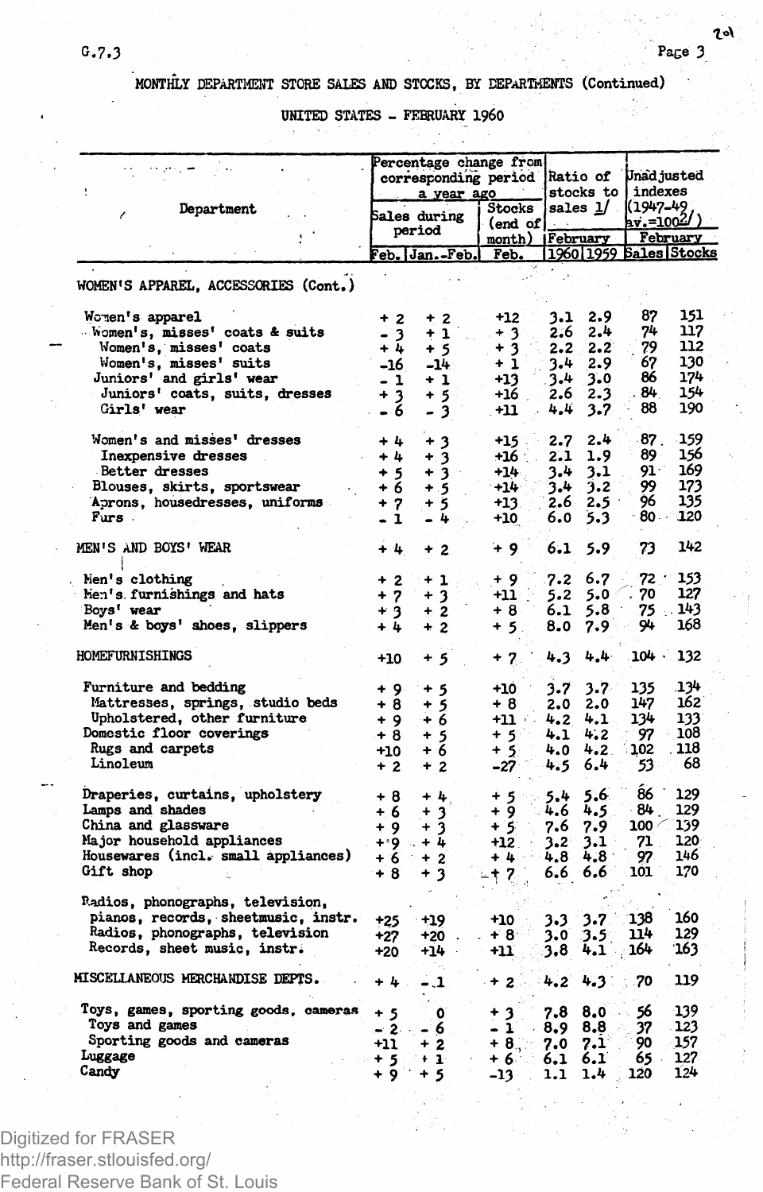## MONTHLY DEPARTMENT STORE SALES AND STOCKS, BY DEPARTMENTS (Continued)

### UNITED STATES - FEBRUARY 1960

| Department | Percentage change from corresponding period a year ago | | | Ratio of stocks to sales 1/ | | Unadjusted indexes (1947-49 av.=100 2/) | |
|---|---|---|---|---|---|---|---|
| | Sales during period | | Stocks (end of month) | February | | February | |
| | Feb. | Jan.-Feb. | Feb. | 1960 | 1959 | Sales | Stocks |
| **WOMEN'S APPAREL, ACCESSORIES (Cont.)** | | | | | | | |
| Women's apparel | + 2 | + 2 | +12 | 3.1 | 2.9 | 87 | 151 |
| Women's, misses' coats & suits | - 3 | + 1 | + 3 | 2.6 | 2.4 | 74 | 117 |
| Women's, misses' coats | + 4 | + 5 | + 3 | 2.2 | 2.2 | 79 | 112 |
| Women's, misses' suits | -16 | -14 | + 1 | 3.4 | 2.9 | 67 | 130 |
| Juniors' and girls' wear | - 1 | + 1 | +13 | 3.4 | 3.0 | 86 | 174 |
| Juniors' coats, suits, dresses | + 3 | + 5 | +16 | 2.6 | 2.3 | 84 | 154 |
| Girls' wear | - 6 | - 3 | +11 | 4.4 | 3.7 | 88 | 190 |
| Women's and misses' dresses | + 4 | + 3 | +15 | 2.7 | 2.4 | 87 | 159 |
| Inexpensive dresses | + 4 | + 3 | +16 | 2.1 | 1.9 | 89 | 156 |
| Better dresses | + 5 | + 3 | +14 | 3.4 | 3.1 | 91 | 169 |
| Blouses, skirts, sportswear | + 6 | + 5 | +14 | 3.4 | 3.2 | 99 | 173 |
| Aprons, housedresses, uniforms | + 7 | + 5 | +13 | 2.6 | 2.5 | 96 | 135 |
| Furs | - 1 | - 4 | +10 | 6.0 | 5.3 | 80 | 120 |
| **MEN'S AND BOYS' WEAR** | + 4 | + 2 | + 9 | 6.1 | 5.9 | 73 | 142 |
| Men's clothing | + 2 | + 1 | + 9 | 7.2 | 6.7 | 72 | 153 |
| Men's furnishings and hats | + 7 | + 3 | +11 | 5.2 | 5.0 | 70 | 127 |
| Boys' wear | + 3 | + 2 | + 8 | 6.1 | 5.8 | 75 | 143 |
| Men's & boys' shoes, slippers | + 4 | + 2 | + 5 | 8.0 | 7.9 | 94 | 168 |
| **HOMEFURNISHINGS** | +10 | + 5 | + 7 | 4.3 | 4.4 | 104 | 132 |
| Furniture and bedding | + 9 | + 5 | +10 | 3.7 | 3.7 | 135 | 134 |
| Mattresses, springs, studio beds | + 8 | + 5 | + 8 | 2.0 | 2.0 | 147 | 162 |
| Upholstered, other furniture | + 9 | + 6 | +11 | 4.2 | 4.1 | 134 | 133 |
| Domestic floor coverings | + 8 | + 5 | + 5 | 4.1 | 4.2 | 97 | 108 |
| Rugs and carpets | +10 | + 6 | + 5 | 4.0 | 4.2 | 102 | 118 |
| Linoleum | + 2 | + 2 | -27 | 4.5 | 6.4 | 53 | 68 |
| Draperies, curtains, upholstery | + 8 | + 4 | + 5 | 5.4 | 5.6 | 86 | 129 |
| Lamps and shades | + 6 | + 3 | + 9 | 4.6 | 4.5 | 84 | 129 |
| China and glassware | + 9 | + 3 | + 5 | 7.6 | 7.9 | 100 | 139 |
| Major household appliances | + 9 | + 4 | +12 | 3.2 | 3.1 | 71 | 120 |
| Housewares (incl. small appliances) | + 6 | + 2 | + 4 | 4.8 | 4.8 | 97 | 146 |
| Gift shop | + 8 | + 3 | + 7 | 6.6 | 6.6 | 101 | 170 |
| Radios, phonographs, television, pianos, records, sheetmusic, instr. | +25 | +19 | +10 | 3.3 | 3.7 | 138 | 160 |
| Radios, phonographs, television | +27 | +20 | + 8 | 3.0 | 3.5 | 114 | 129 |
| Records, sheet music, instr. | +20 | +14 | +11 | 3.8 | 4.1 | 164 | 163 |
| **MISCELLANEOUS MERCHANDISE DEPTS.** | + 4 | - 1 | + 2 | 4.2 | 4.3 | 70 | 119 |
| Toys, games, sporting goods, cameras | + 5 | 0 | + 3 | 7.8 | 8.0 | 56 | 139 |
| Toys and games | - 2 | - 6 | - 1 | 8.9 | 8.8 | 37 | 123 |
| Sporting goods and cameras | +11 | + 2 | + 8 | 7.0 | 7.1 | 90 | 157 |
| Luggage | + 5 | + 1 | + 6 | 6.1 | 6.1 | 65 | 127 |
| Candy | + 9 | + 5 | -13 | 1.1 | 1.4 | 120 | 124 |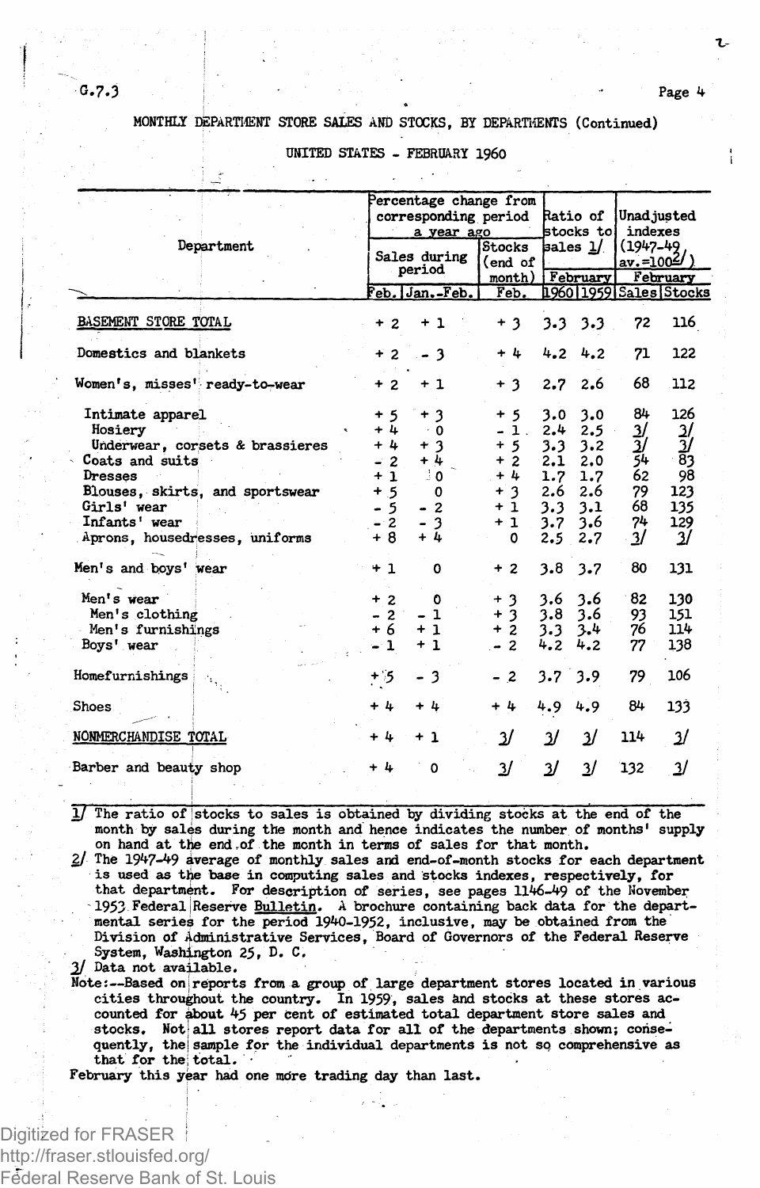G.7.3

MONTHLY DEPARTMENT STORE SALES AND STOCKS, BY DEPARTMENTS (Continued)

UNITED STATES - FEBRUARY 1960

| Department | Percentage change from corresponding period a year ago | | | Ratio of stocks to sales 1/ | | Unadjusted indexes (1947-49 av.=100 2/) | |
|---|---|---|---|---|---|---|---|
| | Sales during period | | Stocks (end of month) | February | | February | |
| | Feb. | Jan.-Feb. | Feb. | 1960 | 1959 | Sales | Stocks |
| BASEMENT STORE TOTAL | + 2 | + 1 | + 3 | 3.3 | 3.3 | 72 | 116 |
| Domestics and blankets | + 2 | - 3 | + 4 | 4.2 | 4.2 | 71 | 122 |
| Women's, misses' ready-to-wear | + 2 | + 1 | + 3 | 2.7 | 2.6 | 68 | 112 |
| Intimate apparel | + 5 | + 3 | + 5 | 3.0 | 3.0 | 84 | 126 |
| Hosiery | + 4 | 0 | - 1 | 2.4 | 2.5 | 3/ | 3/ |
| Underwear, corsets & brassieres | + 4 | + 3 | + 5 | 3.3 | 3.2 | 3/ | 3/ |
| Coats and suits | - 2 | + 4 | + 2 | 2.1 | 2.0 | 54 | 83 |
| Dresses | + 1 | 0 | + 4 | 1.7 | 1.7 | 62 | 98 |
| Blouses, skirts, and sportswear | + 5 | 0 | + 3 | 2.6 | 2.6 | 79 | 123 |
| Girls' wear | - 5 | - 2 | + 1 | 3.3 | 3.1 | 68 | 135 |
| Infants' wear | - 2 | - 3 | + 1 | 3.7 | 3.6 | 74 | 129 |
| Aprons, housedresses, uniforms | + 8 | + 4 | 0 | 2.5 | 2.7 | 3/ | 3/ |
| Men's and boys' wear | + 1 | 0 | + 2 | 3.8 | 3.7 | 80 | 131 |
| Men's wear | + 2 | 0 | + 3 | 3.6 | 3.6 | 82 | 130 |
| Men's clothing | - 2 | - 1 | + 3 | 3.8 | 3.6 | 93 | 151 |
| Men's furnishings | + 6 | + 1 | + 2 | 3.3 | 3.4 | 76 | 114 |
| Boys' wear | - 1 | + 1 | - 2 | 4.2 | 4.2 | 77 | 138 |
| Homefurnishings | + 5 | - 3 | - 2 | 3.7 | 3.9 | 79 | 106 |
| Shoes | + 4 | + 4 | + 4 | 4.9 | 4.9 | 84 | 133 |
| NONMERCHANDISE TOTAL | + 4 | + 1 | 3/ | 3/ | 3/ | 114 | 3/ |
| Barber and beauty shop | + 4 | 0 | 3/ | 3/ | 3/ | 132 | 3/ |

1/ The ratio of stocks to sales is obtained by dividing stocks at the end of the month by sales during the month and hence indicates the number of months' supply on hand at the end of the month in terms of sales for that month.

2/ The 1947-49 average of monthly sales and end-of-month stocks for each department is used as the base in computing sales and stocks indexes, respectively, for that department. For description of series, see pages 1146-49 of the November 1953 Federal Reserve Bulletin. A brochure containing back data for the departmental series for the period 1940-1952, inclusive, may be obtained from the Division of Administrative Services, Board of Governors of the Federal Reserve System, Washington 25, D. C.

3/ Data not available.

Note:--Based on reports from a group of large department stores located in various cities throughout the country. In 1959, sales and stocks at these stores accounted for about 45 per cent of estimated total department store sales and stocks. Not all stores report data for all of the departments shown; consequently, the sample for the individual departments is not so comprehensive as that for the total.

February this year had one more trading day than last.